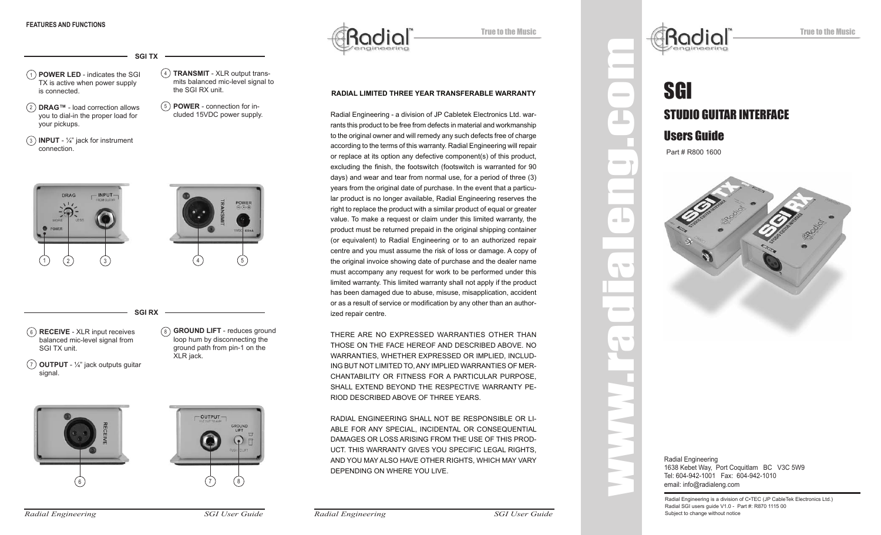**FEATURES AND FUNCTIONS**

### SGI TX

1. **POWER LED** - indicates the SGI TX is active when power supply is connected.
2. **DRAG™** - load correction allows you to dial-in the proper load for your pickups.
3. **INPUT** - ¼" jack for instrument connection.
4. **TRANSMIT** - XLR output transmits balanced mic-level signal to the SGI RX unit.
5. **POWER** - connection for included 15VDC power supply.

### SGI RX

6. **RECEIVE** - XLR input receives balanced mic-level signal from SGI TX unit.
7. **OUTPUT** - ¼" jack outputs guitar signal.
8. **GROUND LIFT** - reduces ground loop hum by disconnecting the ground path from pin-1 on the XLR jack.

**RADIAL LIMITED THREE YEAR TRANSFERABLE WARRANTY**

Radial Engineering - a division of JP Cabletek Electronics Ltd. warrants this product to be free from defects in material and workmanship to the original owner and will remedy any such defects free of charge according to the terms of this warranty. Radial Engineering will repair or replace at its option any defective component(s) of this product, excluding the finish, the footswitch (footswitch is warranted for 90 days) and wear and tear from normal use, for a period of three (3) years from the original date of purchase. In the event that a particular product is no longer available, Radial Engineering reserves the right to replace the product with a similar product of equal or greater value. To make a request or claim under this limited warranty, the product must be returned prepaid in the original shipping container (or equivalent) to Radial Engineering or to an authorized repair centre and you must assume the risk of loss or damage. A copy of the original invoice showing date of purchase and the dealer name must accompany any request for work to be performed under this limited warranty. This limited warranty shall not apply if the product has been damaged due to abuse, misuse, misapplication, accident or as a result of service or modification by any other than an authorized repair centre.

THERE ARE NO EXPRESSED WARRANTIES OTHER THAN THOSE ON THE FACE HEREOF AND DESCRIBED ABOVE. NO WARRANTIES, WHETHER EXPRESSED OR IMPLIED, INCLUDING BUT NOT LIMITED TO, ANY IMPLIED WARRANTIES OF MERCHANTABILITY OR FITNESS FOR A PARTICULAR PURPOSE, SHALL EXTEND BEYOND THE RESPECTIVE WARRANTY PERIOD DESCRIBED ABOVE OF THREE YEARS.

RADIAL ENGINEERING SHALL NOT BE RESPONSIBLE OR LIABLE FOR ANY SPECIAL, INCIDENTAL OR CONSEQUENTIAL DAMAGES OR LOSS ARISING FROM THE USE OF THIS PRODUCT. THIS WARRANTY GIVES YOU SPECIFIC LEGAL RIGHTS, AND YOU MAY ALSO HAVE OTHER RIGHTS, WHICH MAY VARY DEPENDING ON WHERE YOU LIVE.

www.radialeng.com

# SGI

## STUDIO GUITAR INTERFACE

## Users Guide

Part # R800 1600

Radial Engineering
1638 Kebet Way, Port Coquitlam BC V3C 5W9
Tel: 604-942-1001 Fax: 604-942-1010
email: info@radialeng.com

Radial Engineering is a division of C•TEC (JP CableTek Electronics Ltd.)
Radial SGI users guide V1.0 - Part #: R870 1115 00
Subject to change without notice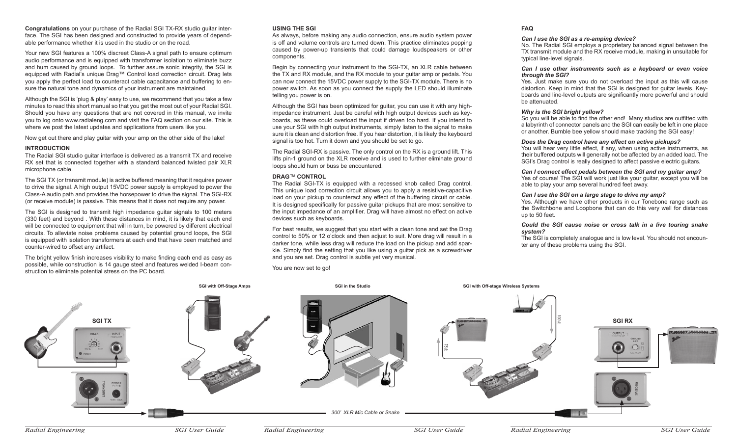**Congratulations** on your purchase of the Radial SGI TX-RX studio guitar interface. The SGI has been designed and constructed to provide years of dependable performance whether it is used in the studio or on the road.

Your new SGI features a 100% discreet Class-A signal path to ensure optimum audio performance and is equipped with transformer isolation to eliminate buzz and hum caused by ground loops. To further assure sonic integrity, the SGI is equipped with Radial's unique Drag™ Control load correction circuit. Drag lets you apply the perfect load to counteract cable capacitance and buffering to ensure the natural tone and dynamics of your instrument are maintained.

Although the SGI is 'plug & play' easy to use, we recommend that you take a few minutes to read this short manual so that you get the most out of your Radial SGI. Should you have any questions that are not covered in this manual, we invite you to log onto www.radialeng.com and visit the FAQ section on our site. This is where we post the latest updates and applications from users like you.

Now get out there and play guitar with your amp on the other side of the lake!

## INTRODUCTION

The Radial SGI studio guitar interface is delivered as a transmit TX and receive RX set that is connected together with a standard balanced twisted pair XLR microphone cable.

The SGI TX (or transmit module) is active buffered meaning that it requires power to drive the signal. A high output 15VDC power supply is employed to power the Class-A audio path and provides the horsepower to drive the signal. The SGI-RX (or receive module) is passive. This means that it does not require any power.

The SGI is designed to transmit high impedance guitar signals to 100 meters (330 feet) and beyond . With these distances in mind, it is likely that each end will be connected to equipment that will in turn, be powered by different electrical circuits. To alleviate noise problems caused by potential ground loops, the SGI is equipped with isolation transformers at each end that have been matched and counter-wired to offset any artifact.

The bright yellow finish increases visibility to make finding each end as easy as possible, while construction is 14 gauge steel and features welded I-beam construction to eliminate potential stress on the PC board.

## USING THE SGI

As always, before making any audio connection, ensure audio system power is off and volume controls are turned down. This practice eliminates popping caused by power-up transients that could damage loudspeakers or other components.

Begin by connecting your instrument to the SGI-TX, an XLR cable between the TX and RX module, and the RX module to your guitar amp or pedals. You can now connect the 15VDC power supply to the SGI-TX module. There is no power switch. As soon as you connect the supply the LED should illuminate telling you power is on.

Although the SGI has been optimized for guitar, you can use it with any high-impedance instrument. Just be careful with high output devices such as keyboards, as these could overload the input if driven too hard. If you intend to use your SGI with high output instruments, simply listen to the signal to make sure it is clean and distortion free. If you hear distortion, it is likely the keyboard signal is too hot. Turn it down and you should be set to go.

The Radial SGI-RX is passive. The only control on the RX is a ground lift. This lifts pin-1 ground on the XLR receive and is used to further eliminate ground loops should hum or buss be encountered.

## DRAG™ CONTROL

The Radial SGI-TX is equipped with a recessed knob called Drag control. This unique load correction circuit allows you to apply a resistive-capacitive load on your pickup to counteract any effect of the buffering circuit or cable. It is designed specifically for passive guitar pickups that are most sensitive to the input impedance of an amplifier. Drag will have almost no effect on active devices such as keyboards.

For best results, we suggest that you start with a clean tone and set the Drag control to 50% or 12 o'clock and then adjust to suit. More drag will result in a darker tone, while less drag will reduce the load on the pickup and add sparkle. Simply find the setting that you like using a guitar pick as a screwdriver and you are set. Drag control is subtle yet very musical.

You are now set to go!

## FAQ

***Can I use the SGI as a re-amping device?***
No. The Radial SGI employs a proprietary balanced signal between the TX transmit module and the RX receive module, making in unsuitable for typical line-level signals.

***Can I use other instruments such as a keyboard or even voice through the SGI?***
Yes. Just make sure you do not overload the input as this will cause distortion. Keep in mind that the SGI is designed for guitar levels. Keyboards and line-level outputs are significantly more powerful and should be attenuated.

***Why is the SGI bright yellow?***
So you will be able to find the other end! Many studios are outfitted with a labyrinth of connector panels and the SGI can easily be left in one place or another. Bumble bee yellow should make tracking the SGI easy!

***Does the Drag control have any effect on active pickups?***
You will hear very little effect, if any, when using active instruments, as their buffered outputs will generally not be affected by an added load. The SGI's Drag control is really designed to affect passive electric guitars.

***Can I connect effect pedals between the SGI and my guitar amp?***
Yes of course! The SGI will work just like your guitar, except you will be able to play your amp several hundred feet away.

***Can I use the SGI on a large stage to drive my amp?***
Yes. Although we have other products in our Tonebone range such as the Switchbone and Loopbone that can do this very well for distances up to 50 feet.

***Could the SGI cause noise or cross talk in a live touring snake system?***
The SGI is completely analogue and is low level. You should not encounter any of these problems using the SGI.

SGI with Off-Stage Amps

SGI in the Studio

SGI with Off-stage Wireless Systems

SGI TX

SGI RX

75 ft.

100 ft.

300' XLR Mic Cable or Snake